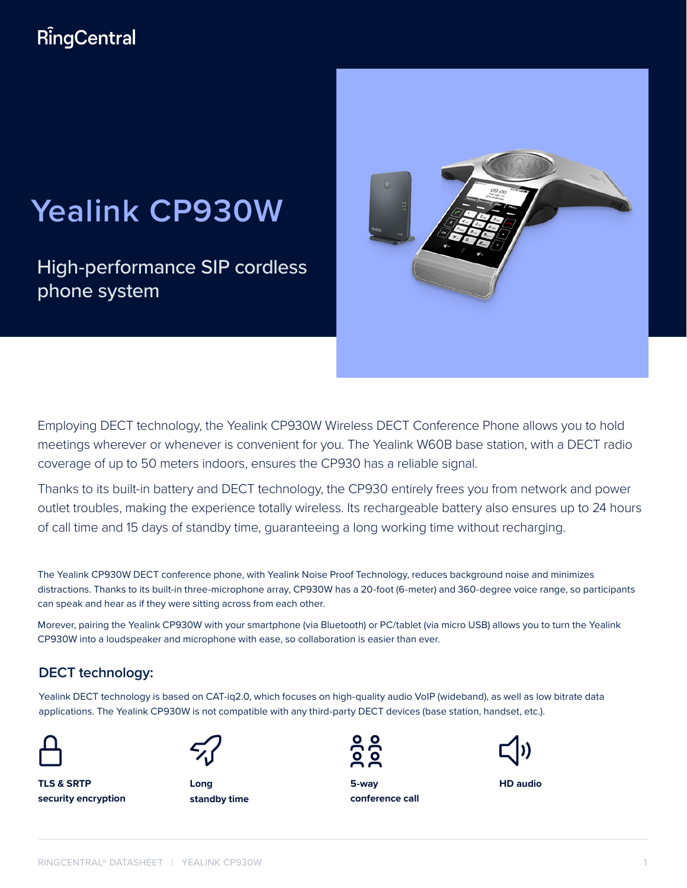RingCentral

# Yealink CP930W

High-performance SIP cordless phone system

Employing DECT technology, the Yealink CP930W Wireless DECT Conference Phone allows you to hold meetings wherever or whenever is convenient for you. The Yealink W60B base station, with a DECT radio coverage of up to 50 meters indoors, ensures the CP930 has a reliable signal.

Thanks to its built-in battery and DECT technology, the CP930 entirely frees you from network and power outlet troubles, making the experience totally wireless. Its rechargeable battery also ensures up to 24 hours of call time and 15 days of standby time, guaranteeing a long working time without recharging.

The Yealink CP930W DECT conference phone, with Yealink Noise Proof Technology, reduces background noise and minimizes distractions. Thanks to its built-in three-microphone array, CP930W has a 20-foot (6-meter) and 360-degree voice range, so participants can speak and hear as if they were sitting across from each other.

Morever, pairing the Yealink CP930W with your smartphone (via Bluetooth) or PC/tablet (via micro USB) allows you to turn the Yealink CP930W into a loudspeaker and microphone with ease, so collaboration is easier than ever.

## DECT technology:

Yealink DECT technology is based on CAT-iq2.0, which focuses on high-quality audio VoIP (wideband), as well as low bitrate data applications. The Yealink CP930W is not compatible with any third-party DECT devices (base station, handset, etc.).

**TLS & SRTP security encryption**

**Long standby time**

**5-way conference call**

**HD audio**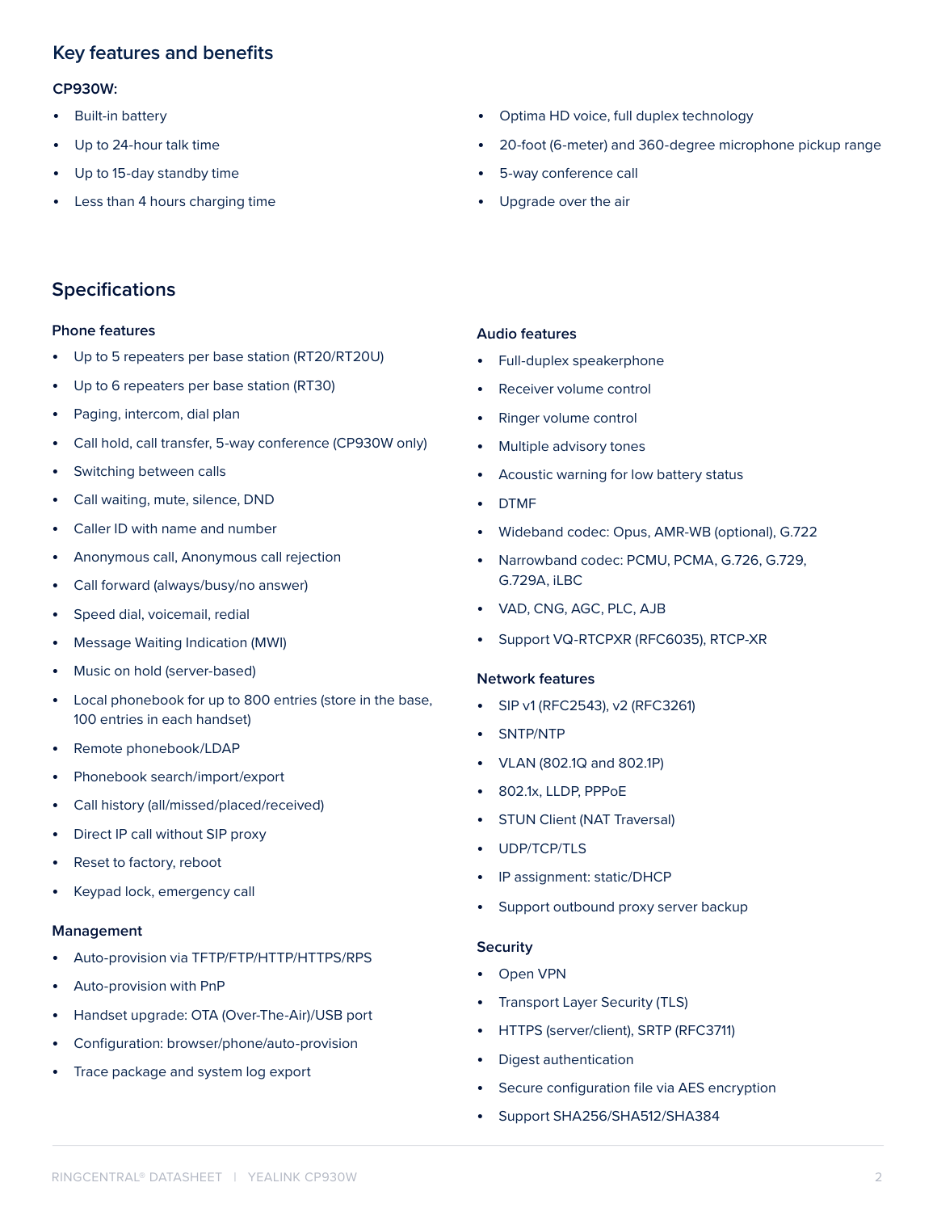## Key features and benefits

### CP930W:

- Built-in battery
- Up to 24-hour talk time
- Up to 15-day standby time
- Less than 4 hours charging time
- Optima HD voice, full duplex technology
- 20-foot (6-meter) and 360-degree microphone pickup range
- 5-way conference call
- Upgrade over the air

## Specifications

### Phone features

- Up to 5 repeaters per base station (RT20/RT20U)
- Up to 6 repeaters per base station (RT30)
- Paging, intercom, dial plan
- Call hold, call transfer, 5-way conference (CP930W only)
- Switching between calls
- Call waiting, mute, silence, DND
- Caller ID with name and number
- Anonymous call, Anonymous call rejection
- Call forward (always/busy/no answer)
- Speed dial, voicemail, redial
- Message Waiting Indication (MWI)
- Music on hold (server-based)
- Local phonebook for up to 800 entries (store in the base, 100 entries in each handset)
- Remote phonebook/LDAP
- Phonebook search/import/export
- Call history (all/missed/placed/received)
- Direct IP call without SIP proxy
- Reset to factory, reboot
- Keypad lock, emergency call

### Management

- Auto-provision via TFTP/FTP/HTTP/HTTPS/RPS
- Auto-provision with PnP
- Handset upgrade: OTA (Over-The-Air)/USB port
- Configuration: browser/phone/auto-provision
- Trace package and system log export

### Audio features

- Full-duplex speakerphone
- Receiver volume control
- Ringer volume control
- Multiple advisory tones
- Acoustic warning for low battery status
- DTMF
- Wideband codec: Opus, AMR-WB (optional), G.722
- Narrowband codec: PCMU, PCMA, G.726, G.729, G.729A, iLBC
- VAD, CNG, AGC, PLC, AJB
- Support VQ-RTCPXR (RFC6035), RTCP-XR

### Network features

- SIP v1 (RFC2543), v2 (RFC3261)
- SNTP/NTP
- VLAN (802.1Q and 802.1P)
- 802.1x, LLDP, PPPoE
- STUN Client (NAT Traversal)
- UDP/TCP/TLS
- IP assignment: static/DHCP
- Support outbound proxy server backup

### Security

- Open VPN
- Transport Layer Security (TLS)
- HTTPS (server/client), SRTP (RFC3711)
- Digest authentication
- Secure configuration file via AES encryption
- Support SHA256/SHA512/SHA384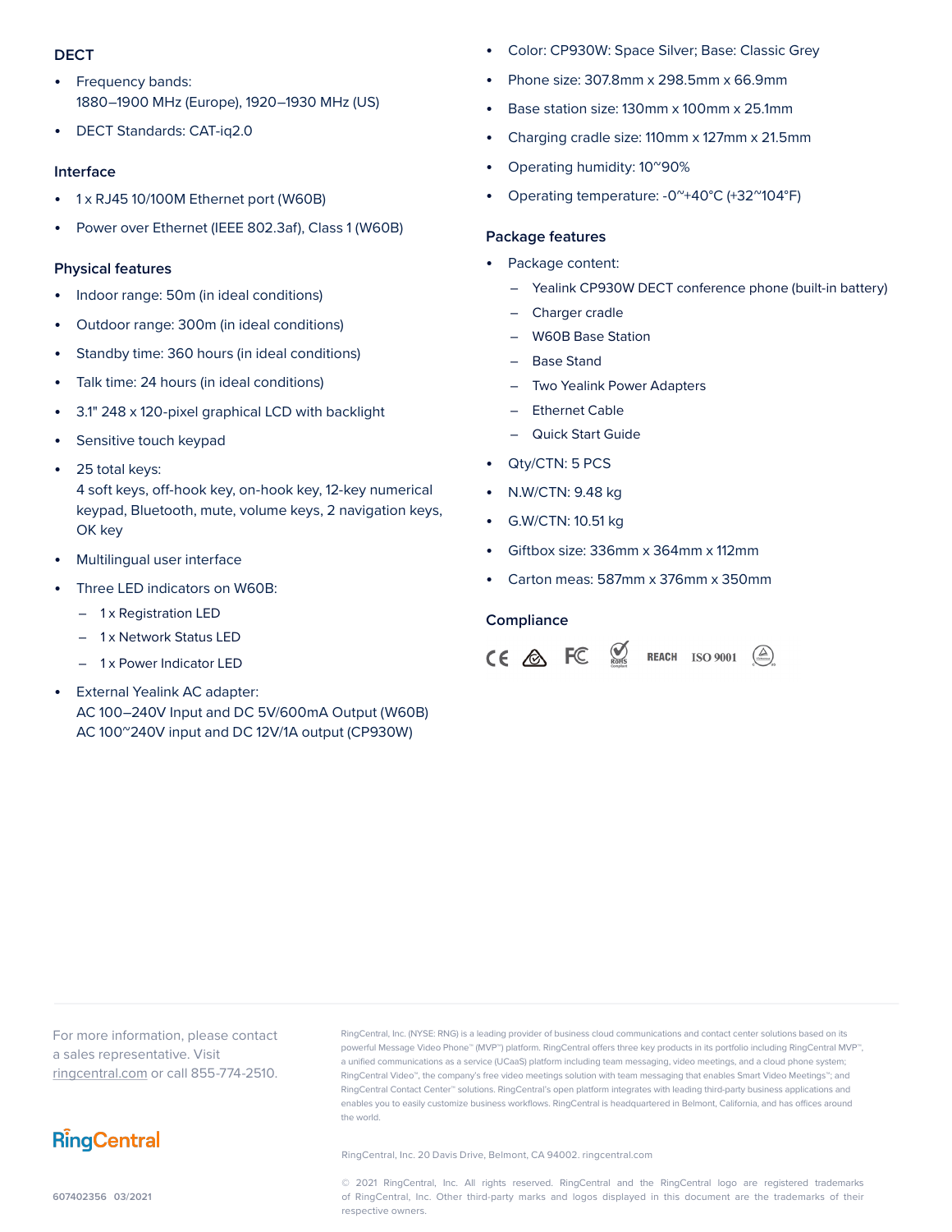## DECT

- Frequency bands:
  1880–1900 MHz (Europe), 1920–1930 MHz (US)
- DECT Standards: CAT-iq2.0

## Interface

- 1 x RJ45 10/100M Ethernet port (W60B)
- Power over Ethernet (IEEE 802.3af), Class 1 (W60B)

## Physical features

- Indoor range: 50m (in ideal conditions)
- Outdoor range: 300m (in ideal conditions)
- Standby time: 360 hours (in ideal conditions)
- Talk time: 24 hours (in ideal conditions)
- 3.1" 248 x 120-pixel graphical LCD with backlight
- Sensitive touch keypad
- 25 total keys:
  4 soft keys, off-hook key, on-hook key, 12-key numerical keypad, Bluetooth, mute, volume keys, 2 navigation keys, OK key
- Multilingual user interface
- Three LED indicators on W60B:
  - 1 x Registration LED
  - 1 x Network Status LED
  - 1 x Power Indicator LED
- External Yealink AC adapter:
  AC 100–240V Input and DC 5V/600mA Output (W60B)
  AC 100~240V input and DC 12V/1A output (CP930W)
- Color: CP930W: Space Silver; Base: Classic Grey
- Phone size: 307.8mm x 298.5mm x 66.9mm
- Base station size: 130mm x 100mm x 25.1mm
- Charging cradle size: 110mm x 127mm x 21.5mm
- Operating humidity: 10~90%
- Operating temperature: -0~+40°C (+32~104°F)

## Package features

- Package content:
  - Yealink CP930W DECT conference phone (built-in battery)
  - Charger cradle
  - W60B Base Station
  - Base Stand
  - Two Yealink Power Adapters
  - Ethernet Cable
  - Quick Start Guide
- Qty/CTN: 5 PCS
- N.W/CTN: 9.48 kg
- G.W/CTN: 10.51 kg
- Giftbox size: 336mm x 364mm x 112mm
- Carton meas: 587mm x 376mm x 350mm

## Compliance

CE FC RoHS REACH ISO 9001

For more information, please contact a sales representative. Visit ringcentral.com or call 855-774-2510.

RingCentral, Inc. (NYSE: RNG) is a leading provider of business cloud communications and contact center solutions based on its powerful Message Video Phone™ (MVP™) platform. RingCentral offers three key products in its portfolio including RingCentral MVP™, a unified communications as a service (UCaaS) platform including team messaging, video meetings, and a cloud phone system; RingCentral Video™, the company's free video meetings solution with team messaging that enables Smart Video Meetings™; and RingCentral Contact Center™ solutions. RingCentral's open platform integrates with leading third-party business applications and enables you to easily customize business workflows. RingCentral is headquartered in Belmont, California, and has offices around the world.

RingCentral, Inc. 20 Davis Drive, Belmont, CA 94002. ringcentral.com

© 2021 RingCentral, Inc. All rights reserved. RingCentral and the RingCentral logo are registered trademarks of RingCentral, Inc. Other third-party marks and logos displayed in this document are the trademarks of their respective owners.

607402356 03/2021